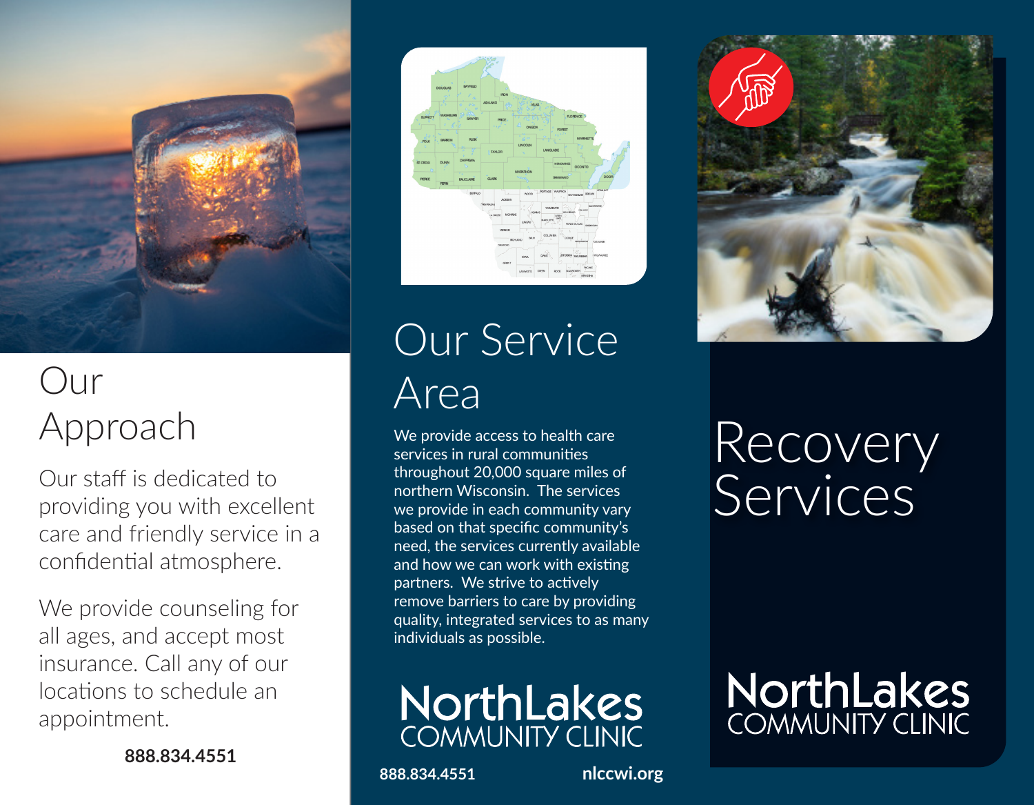# Our Approach

Our staff is dedicated to providing you with excellent care and friendly service in a confidential atmosphere.

We provide counseling for all ages, and accept most insurance. Call any of our locations to schedule an appointment.

**888.834.4551**

# Our Service Area

We provide access to health care services in rural communities throughout 20,000 square miles of northern Wisconsin. The services we provide in each community vary based on that specific community's need, the services currently available and how we can work with existing partners. We strive to actively remove barriers to care by providing quality, integrated services to as many individuals as possible.

NorthLakes COMMUNITY CLINIC

**888.834.4551** **nlccwi.org**

# Recovery Services

NorthLakes COMMUNITY CLINIC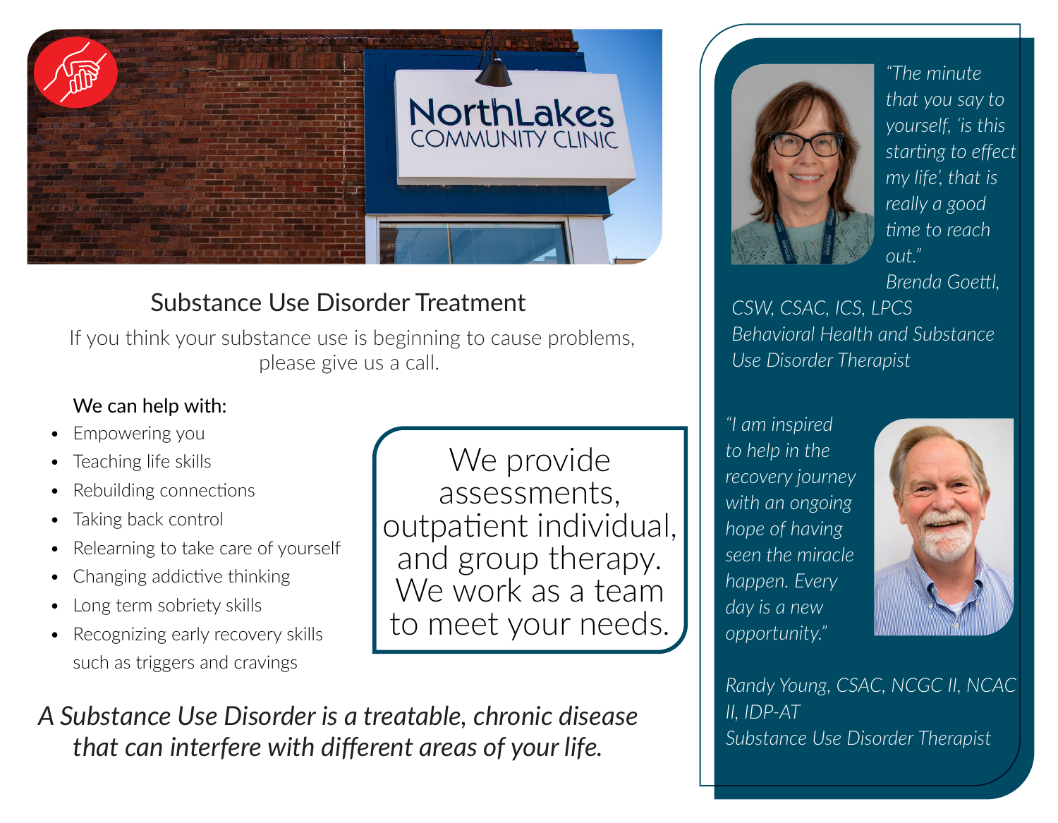## Substance Use Disorder Treatment

If you think your substance use is beginning to cause problems, please give us a call.

**We can help with:**

- Empowering you
- Teaching life skills
- Rebuilding connections
- Taking back control
- Relearning to take care of yourself
- Changing addictive thinking
- Long term sobriety skills
- Recognizing early recovery skills such as triggers and cravings

We provide assessments, outpatient individual, and group therapy. We work as a team to meet your needs.

*A Substance Use Disorder is a treatable, chronic disease that can interfere with different areas of your life.*

*"The minute that you say to yourself, 'is this starting to effect my life', that is really a good time to reach out."*

*Brenda Goettl, CSW, CSAC, ICS, LPCS*
*Behavioral Health and Substance Use Disorder Therapist*

*"I am inspired to help in the recovery journey with an ongoing hope of having seen the miracle happen. Every day is a new opportunity."*

*Randy Young, CSAC, NCGC II, NCAC II, IDP-AT*
*Substance Use Disorder Therapist*